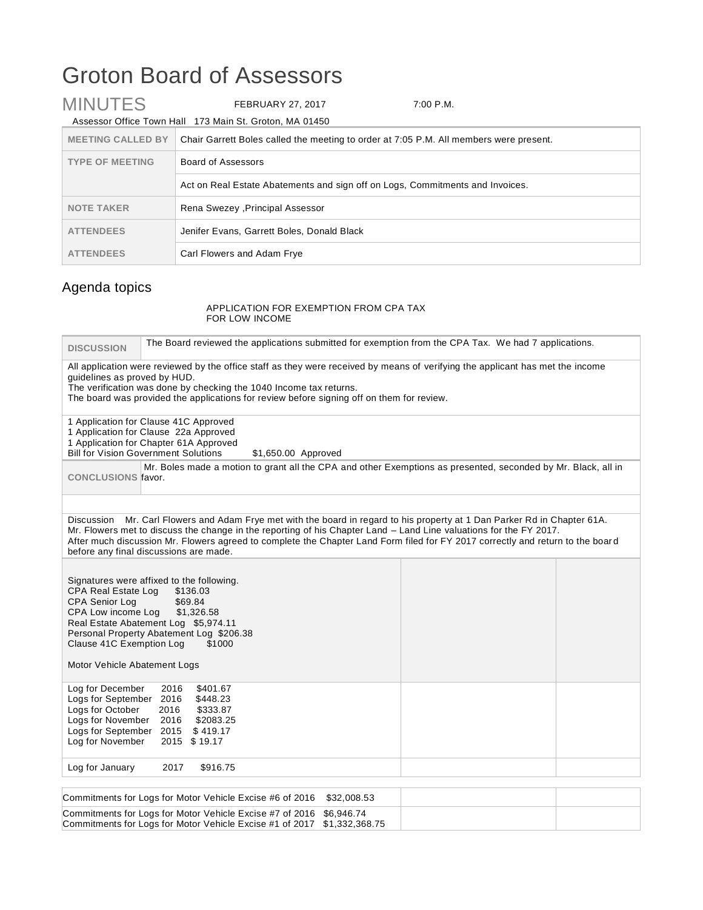# Groton Board of Assessors

## MINUTES

FEBRUARY 27, 2017 7:00 P.M.

Assessor Office Town Hall 173 Main St. Groton, MA 01450

| | |
|---|---|
| **MEETING CALLED BY** | Chair Garrett Boles called the meeting to order at 7:05 P.M. All members were present. |
| **TYPE OF MEETING** | Board of Assessors |
| | Act on Real Estate Abatements and sign off on Logs, Commitments and Invoices. |
| **NOTE TAKER** | Rena Swezey ,Principal Assessor |
| **ATTENDEES** | Jenifer Evans, Garrett Boles, Donald Black |
| **ATTENDEES** | Carl Flowers and Adam Frye |

## Agenda topics

APPLICATION FOR EXEMPTION FROM CPA TAX
FOR LOW INCOME

**DISCUSSION** The Board reviewed the applications submitted for exemption from the CPA Tax. We had 7 applications.

All application were reviewed by the office staff as they were received by means of verifying the applicant has met the income guidelines as proved by HUD.
The verification was done by checking the 1040 Income tax returns.
The board was provided the applications for review before signing off on them for review.

1 Application for Clause 41C Approved
1 Application for Clause 22a Approved
1 Application for Chapter 61A Approved
Bill for Vision Government Solutions $1,650.00 Approved

**CONCLUSIONS** Mr. Boles made a motion to grant all the CPA and other Exemptions as presented, seconded by Mr. Black, all in favor.

Discussion Mr. Carl Flowers and Adam Frye met with the board in regard to his property at 1 Dan Parker Rd in Chapter 61A. Mr. Flowers met to discuss the change in the reporting of his Chapter Land – Land Line valuations for the FY 2017. After much discussion Mr. Flowers agreed to complete the Chapter Land Form filed for FY 2017 correctly and return to the board before any final discussions are made.

Signatures were affixed to the following.
CPA Real Estate Log $136.03
CPA Senior Log $69.84
CPA Low income Log $1,326.58
Real Estate Abatement Log $5,974.11
Personal Property Abatement Log $206.38
Clause 41C Exemption Log $1000

Motor Vehicle Abatement Logs

| Log | Year | Amount |
|---|---|---|
| Log for December | 2016 | $401.67 |
| Logs for September | 2016 | $448.23 |
| Logs for October | 2016 | $333.87 |
| Logs for November | 2016 | $2083.25 |
| Logs for September | 2015 | $ 419.17 |
| Log for November | 2015 | $ 19.17 |
| Log for January | 2017 | $916.75 |

Commitments for Logs for Motor Vehicle Excise #6 of 2016 $32,008.53
Commitments for Logs for Motor Vehicle Excise #7 of 2016 $6,946.74
Commitments for Logs for Motor Vehicle Excise #1 of 2017 $1,332,368.75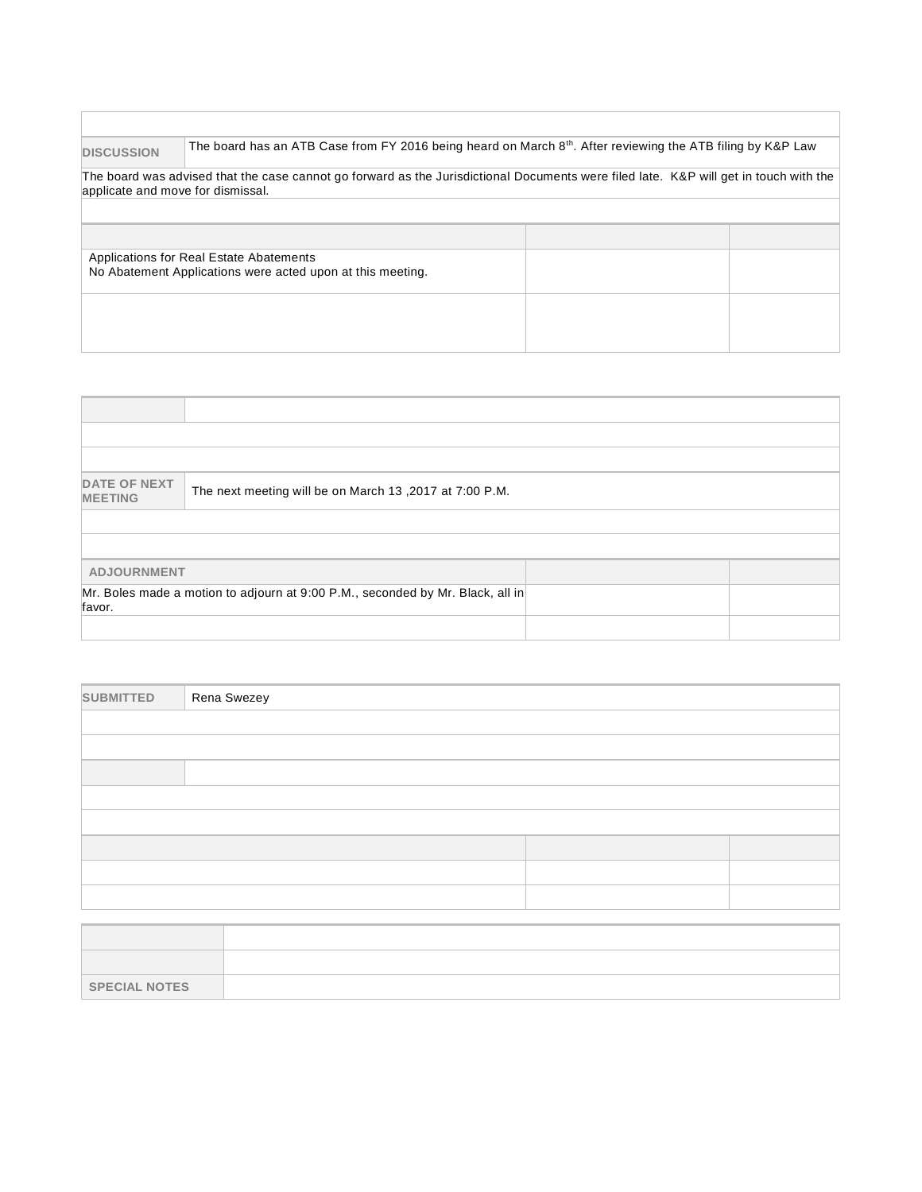**DISCUSSION** The board has an ATB Case from FY 2016 being heard on March 8[th]. After reviewing the ATB filing by K&P Law

The board was advised that the case cannot go forward as the Jurisdictional Documents were filed late. K&P will get in touch with the applicate and move for dismissal.

Applications for Real Estate Abatements
No Abatement Applications were acted upon at this meeting.

**DATE OF NEXT MEETING** The next meeting will be on March 13 ,2017 at 7:00 P.M.

**ADJOURNMENT**

Mr. Boles made a motion to adjourn at 9:00 P.M., seconded by Mr. Black, all in favor.

**SUBMITTED** Rena Swezey

**SPECIAL NOTES**